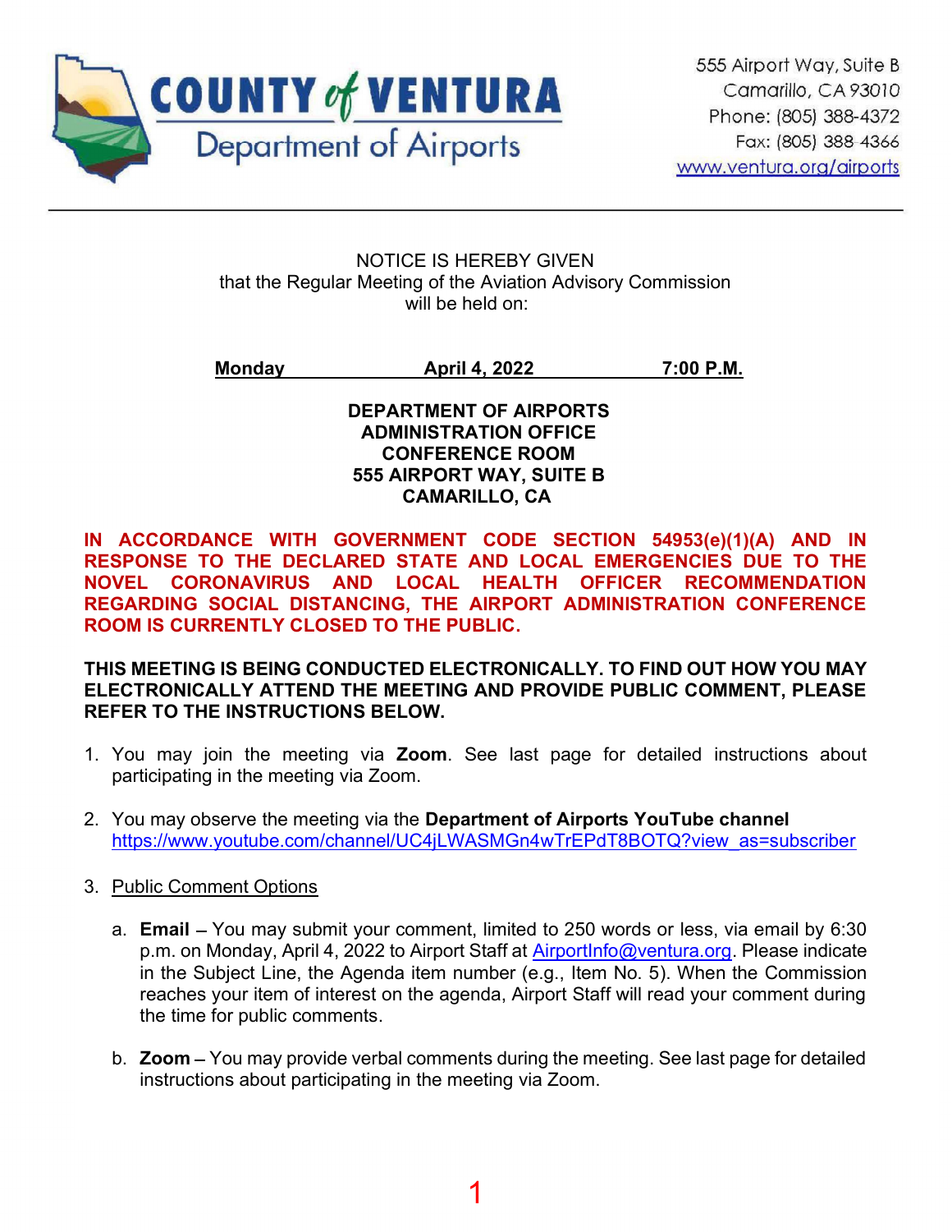**COUNTY of VENTURA**
Department of Airports

555 Airport Way, Suite B
Camarillo, CA 93010
Phone: (805) 388-4372
Fax: (805) 388-4366
www.ventura.org/airports

---

NOTICE IS HEREBY GIVEN
that the Regular Meeting of the Aviation Advisory Commission
will be held on:

**Monday April 4, 2022 7:00 P.M.**

**DEPARTMENT OF AIRPORTS
ADMINISTRATION OFFICE
CONFERENCE ROOM
555 AIRPORT WAY, SUITE B
CAMARILLO, CA**

**IN ACCORDANCE WITH GOVERNMENT CODE SECTION 54953(e)(1)(A) AND IN RESPONSE TO THE DECLARED STATE AND LOCAL EMERGENCIES DUE TO THE NOVEL CORONAVIRUS AND LOCAL HEALTH OFFICER RECOMMENDATION REGARDING SOCIAL DISTANCING, THE AIRPORT ADMINISTRATION CONFERENCE ROOM IS CURRENTLY CLOSED TO THE PUBLIC.**

**THIS MEETING IS BEING CONDUCTED ELECTRONICALLY. TO FIND OUT HOW YOU MAY ELECTRONICALLY ATTEND THE MEETING AND PROVIDE PUBLIC COMMENT, PLEASE REFER TO THE INSTRUCTIONS BELOW.**

1. You may join the meeting via **Zoom**. See last page for detailed instructions about participating in the meeting via Zoom.

2. You may observe the meeting via the **Department of Airports YouTube channel** https://www.youtube.com/channel/UC4jLWASMGn4wTrEPdT8BOTQ?view_as=subscriber

3. Public Comment Options

   a. **Email** – You may submit your comment, limited to 250 words or less, via email by 6:30 p.m. on Monday, April 4, 2022 to Airport Staff at AirportInfo@ventura.org. Please indicate in the Subject Line, the Agenda item number (e.g., Item No. 5). When the Commission reaches your item of interest on the agenda, Airport Staff will read your comment during the time for public comments.

   b. **Zoom** – You may provide verbal comments during the meeting. See last page for detailed instructions about participating in the meeting via Zoom.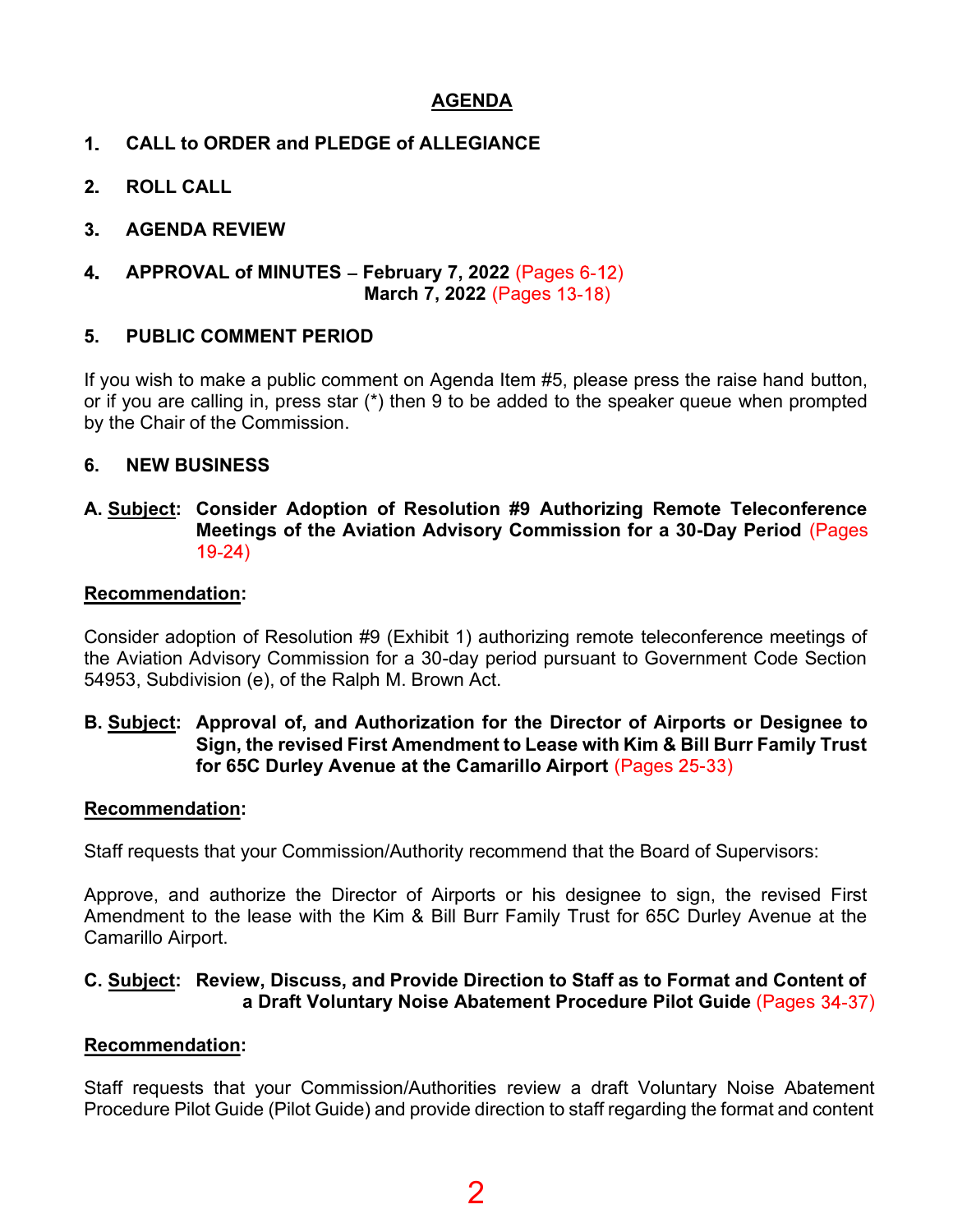# AGENDA

**1. CALL to ORDER and PLEDGE of ALLEGIANCE**

**2. ROLL CALL**

**3. AGENDA REVIEW**

**4. APPROVAL of MINUTES – February 7, 2022** (Pages 6-12)
**March 7, 2022** (Pages 13-18)

**5. PUBLIC COMMENT PERIOD**

If you wish to make a public comment on Agenda Item #5, please press the raise hand button, or if you are calling in, press star (*) then 9 to be added to the speaker queue when prompted by the Chair of the Commission.

**6. NEW BUSINESS**

**A. Subject: Consider Adoption of Resolution #9 Authorizing Remote Teleconference Meetings of the Aviation Advisory Commission for a 30-Day Period** (Pages 19-24)

**Recommendation:**

Consider adoption of Resolution #9 (Exhibit 1) authorizing remote teleconference meetings of the Aviation Advisory Commission for a 30-day period pursuant to Government Code Section 54953, Subdivision (e), of the Ralph M. Brown Act.

**B. Subject: Approval of, and Authorization for the Director of Airports or Designee to Sign, the revised First Amendment to Lease with Kim & Bill Burr Family Trust for 65C Durley Avenue at the Camarillo Airport** (Pages 25-33)

**Recommendation:**

Staff requests that your Commission/Authority recommend that the Board of Supervisors:

Approve, and authorize the Director of Airports or his designee to sign, the revised First Amendment to the lease with the Kim & Bill Burr Family Trust for 65C Durley Avenue at the Camarillo Airport.

**C. Subject: Review, Discuss, and Provide Direction to Staff as to Format and Content of a Draft Voluntary Noise Abatement Procedure Pilot Guide** (Pages 34-37)

**Recommendation:**

Staff requests that your Commission/Authorities review a draft Voluntary Noise Abatement Procedure Pilot Guide (Pilot Guide) and provide direction to staff regarding the format and content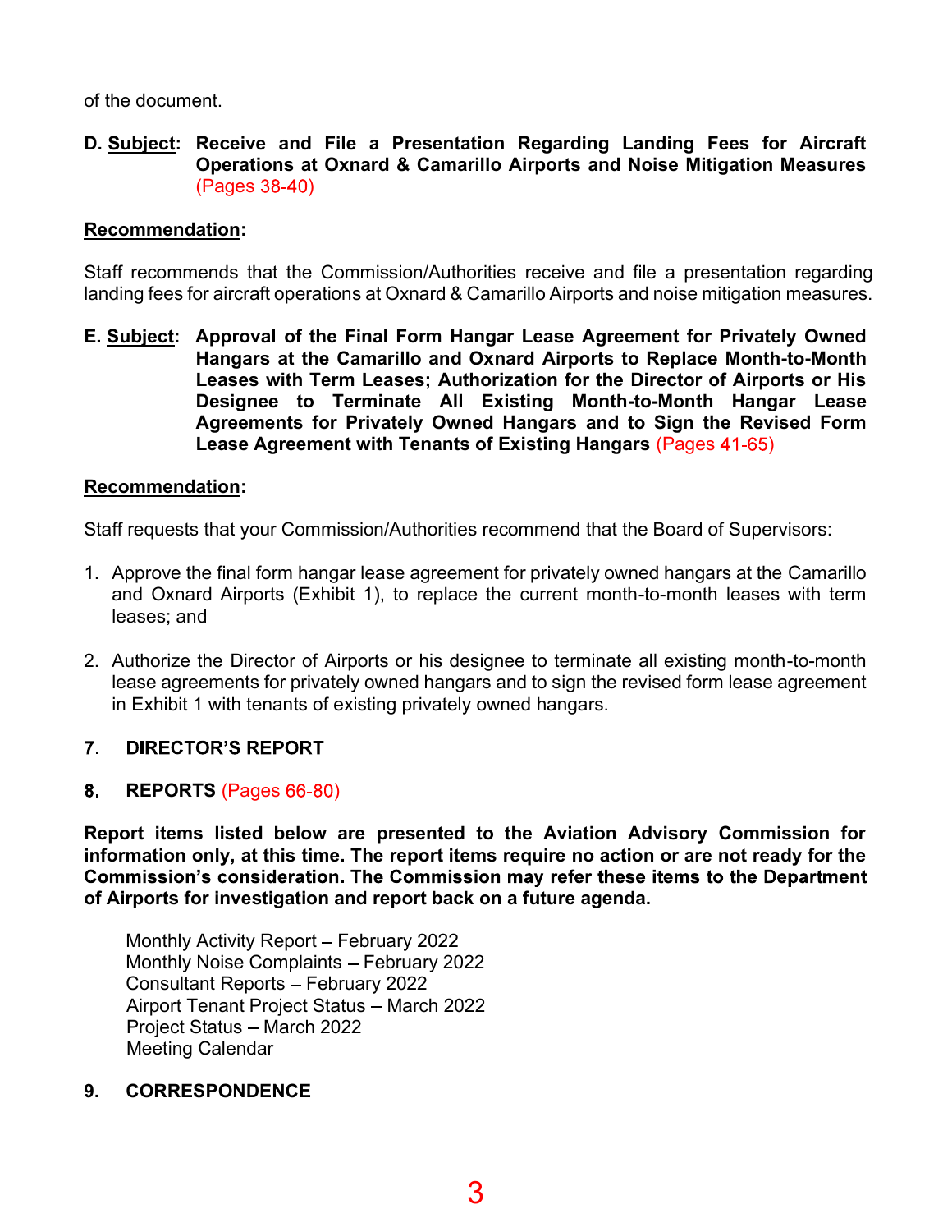of the document.

**D. <u>Subject</u>: Receive and File a Presentation Regarding Landing Fees for Aircraft Operations at Oxnard & Camarillo Airports and Noise Mitigation Measures** (Pages 38-40)

**<u>Recommendation</u>:**

Staff recommends that the Commission/Authorities receive and file a presentation regarding landing fees for aircraft operations at Oxnard & Camarillo Airports and noise mitigation measures.

**E. <u>Subject</u>: Approval of the Final Form Hangar Lease Agreement for Privately Owned Hangars at the Camarillo and Oxnard Airports to Replace Month-to-Month Leases with Term Leases; Authorization for the Director of Airports or His Designee to Terminate All Existing Month-to-Month Hangar Lease Agreements for Privately Owned Hangars and to Sign the Revised Form Lease Agreement with Tenants of Existing Hangars** (Pages 41-65)

**<u>Recommendation</u>:**

Staff requests that your Commission/Authorities recommend that the Board of Supervisors:

1. Approve the final form hangar lease agreement for privately owned hangars at the Camarillo and Oxnard Airports (Exhibit 1), to replace the current month-to-month leases with term leases; and

2. Authorize the Director of Airports or his designee to terminate all existing month-to-month lease agreements for privately owned hangars and to sign the revised form lease agreement in Exhibit 1 with tenants of existing privately owned hangars.

## 7. DIRECTOR'S REPORT

## 8. REPORTS (Pages 66-80)

**Report items listed below are presented to the Aviation Advisory Commission for information only, at this time. The report items require no action or are not ready for the Commission's consideration. The Commission may refer these items to the Department of Airports for investigation and report back on a future agenda.**

Monthly Activity Report – February 2022
Monthly Noise Complaints – February 2022
Consultant Reports – February 2022
Airport Tenant Project Status – March 2022
Project Status – March 2022
Meeting Calendar

## 9. CORRESPONDENCE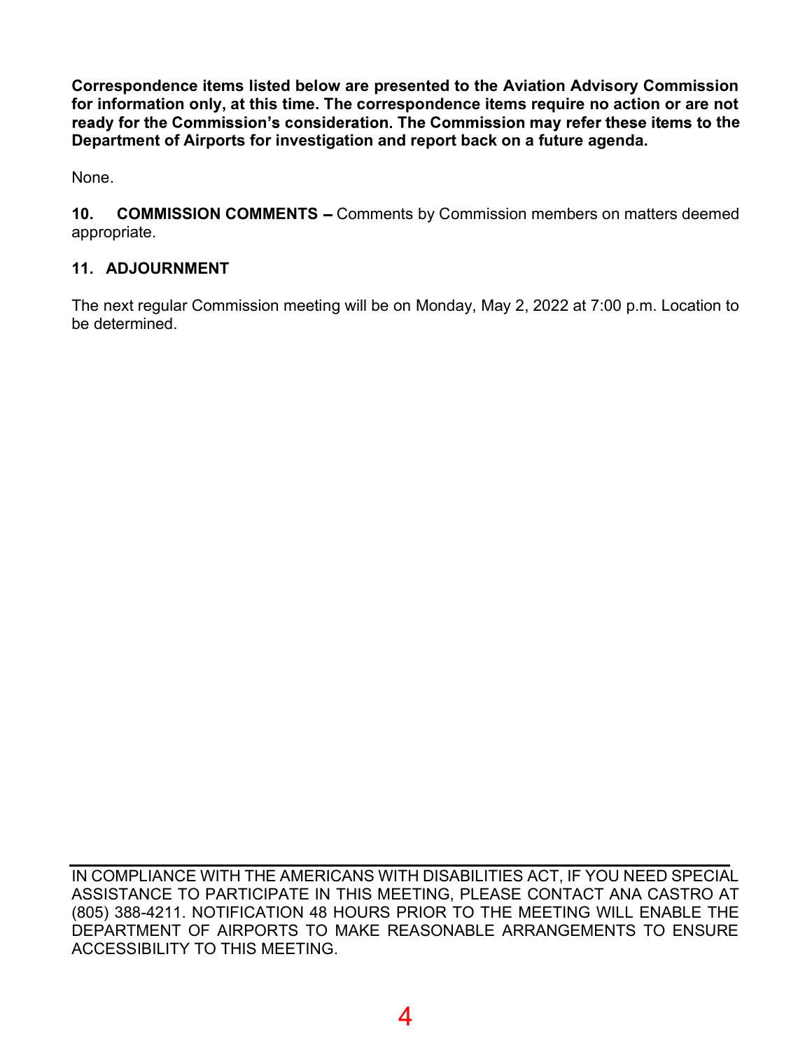**Correspondence items listed below are presented to the Aviation Advisory Commission for information only, at this time. The correspondence items require no action or are not ready for the Commission's consideration. The Commission may refer these items to the Department of Airports for investigation and report back on a future agenda.**

None.

**10. COMMISSION COMMENTS –** Comments by Commission members on matters deemed appropriate.

**11. ADJOURNMENT**

The next regular Commission meeting will be on Monday, May 2, 2022 at 7:00 p.m. Location to be determined.

---

IN COMPLIANCE WITH THE AMERICANS WITH DISABILITIES ACT, IF YOU NEED SPECIAL ASSISTANCE TO PARTICIPATE IN THIS MEETING, PLEASE CONTACT ANA CASTRO AT (805) 388-4211. NOTIFICATION 48 HOURS PRIOR TO THE MEETING WILL ENABLE THE DEPARTMENT OF AIRPORTS TO MAKE REASONABLE ARRANGEMENTS TO ENSURE ACCESSIBILITY TO THIS MEETING.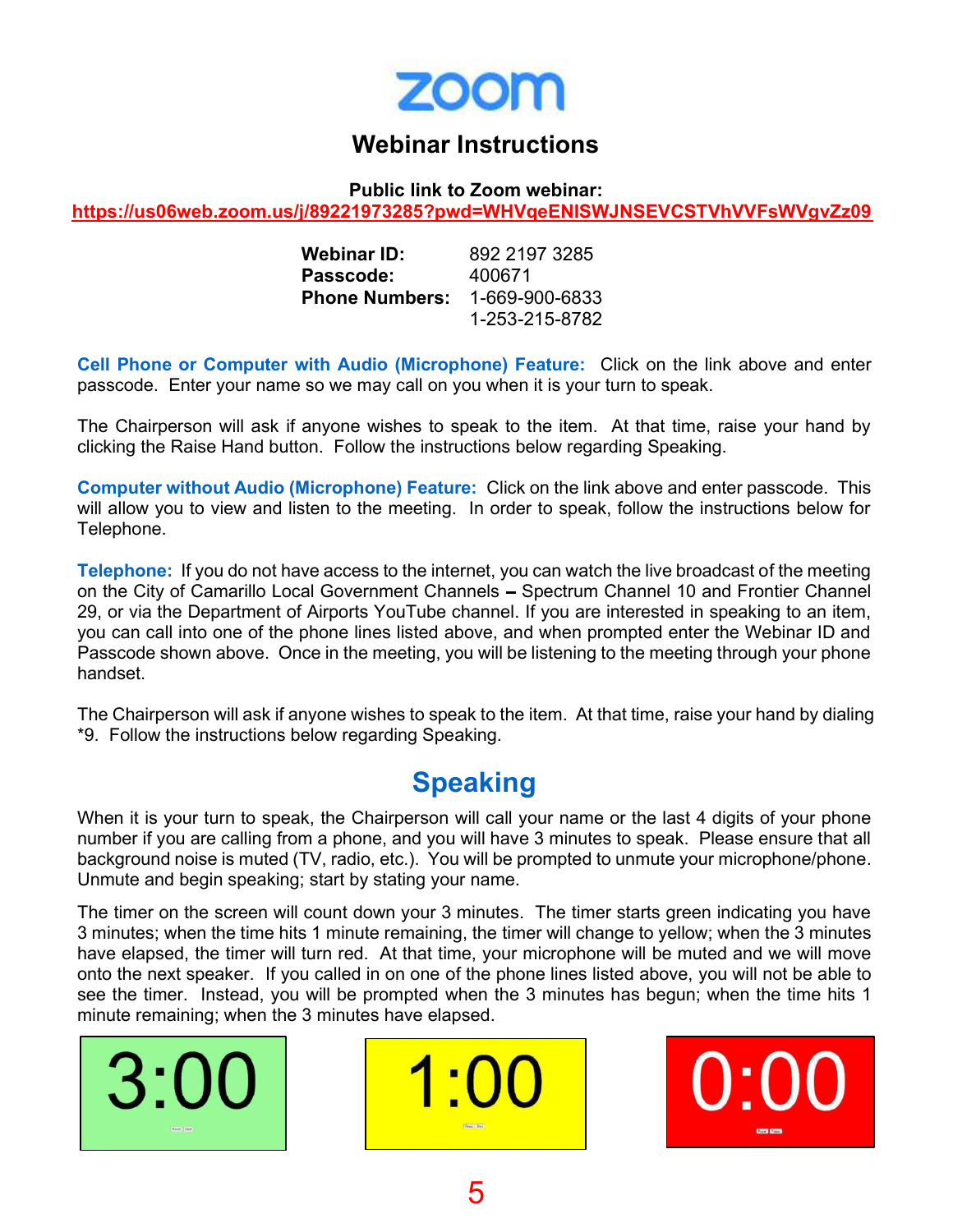# zoom

## Webinar Instructions

**Public link to Zoom webinar:**
https://us06web.zoom.us/j/89221973285?pwd=WHVqeENISWJNSEVCSTVhVVFsWVgvZz09

| | |
|---|---|
| **Webinar ID:** | 892 2197 3285 |
| **Passcode:** | 400671 |
| **Phone Numbers:** | 1-669-900-6833 |
| | 1-253-215-8782 |

**Cell Phone or Computer with Audio (Microphone) Feature:** Click on the link above and enter passcode. Enter your name so we may call on you when it is your turn to speak.

The Chairperson will ask if anyone wishes to speak to the item. At that time, raise your hand by clicking the Raise Hand button. Follow the instructions below regarding Speaking.

**Computer without Audio (Microphone) Feature:** Click on the link above and enter passcode. This will allow you to view and listen to the meeting. In order to speak, follow the instructions below for Telephone.

**Telephone:** If you do not have access to the internet, you can watch the live broadcast of the meeting on the City of Camarillo Local Government Channels – Spectrum Channel 10 and Frontier Channel 29, or via the Department of Airports YouTube channel. If you are interested in speaking to an item, you can call into one of the phone lines listed above, and when prompted enter the Webinar ID and Passcode shown above. Once in the meeting, you will be listening to the meeting through your phone handset.

The Chairperson will ask if anyone wishes to speak to the item. At that time, raise your hand by dialing *9. Follow the instructions below regarding Speaking.

## Speaking

When it is your turn to speak, the Chairperson will call your name or the last 4 digits of your phone number if you are calling from a phone, and you will have 3 minutes to speak. Please ensure that all background noise is muted (TV, radio, etc.). You will be prompted to unmute your microphone/phone. Unmute and begin speaking; start by stating your name.

The timer on the screen will count down your 3 minutes. The timer starts green indicating you have 3 minutes; when the time hits 1 minute remaining, the timer will change to yellow; when the 3 minutes have elapsed, the timer will turn red. At that time, your microphone will be muted and we will move onto the next speaker. If you called in on one of the phone lines listed above, you will not be able to see the timer. Instead, you will be prompted when the 3 minutes has begun; when the time hits 1 minute remaining; when the 3 minutes have elapsed.

3:00

1:00

0:00